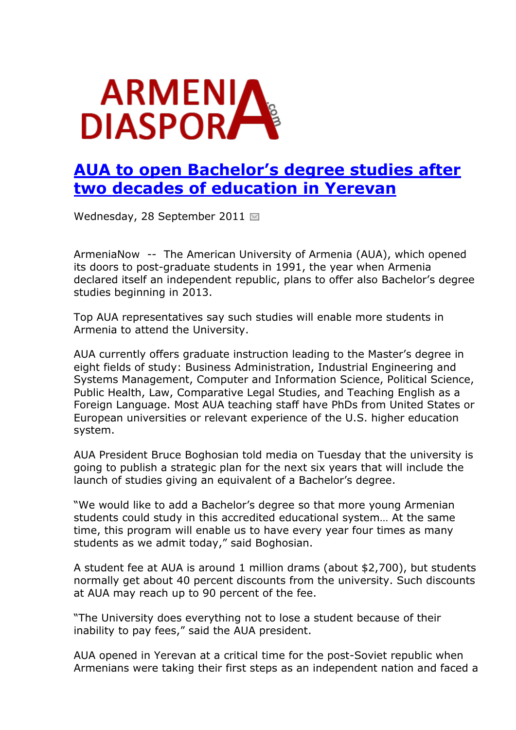# [AUA to open Bachelor's degree studies after two decades of education in Yerevan]

Wednesday, 28 September 2011

ArmeniaNow -- The American University of Armenia (AUA), which opened its doors to post-graduate students in 1991, the year when Armenia declared itself an independent republic, plans to offer also Bachelor's degree studies beginning in 2013.

Top AUA representatives say such studies will enable more students in Armenia to attend the University.

AUA currently offers graduate instruction leading to the Master's degree in eight fields of study: Business Administration, Industrial Engineering and Systems Management, Computer and Information Science, Political Science, Public Health, Law, Comparative Legal Studies, and Teaching English as a Foreign Language. Most AUA teaching staff have PhDs from United States or European universities or relevant experience of the U.S. higher education system.

AUA President Bruce Boghosian told media on Tuesday that the university is going to publish a strategic plan for the next six years that will include the launch of studies giving an equivalent of a Bachelor's degree.

"We would like to add a Bachelor's degree so that more young Armenian students could study in this accredited educational system… At the same time, this program will enable us to have every year four times as many students as we admit today," said Boghosian.

A student fee at AUA is around 1 million drams (about $2,700), but students normally get about 40 percent discounts from the university. Such discounts at AUA may reach up to 90 percent of the fee.

"The University does everything not to lose a student because of their inability to pay fees," said the AUA president.

AUA opened in Yerevan at a critical time for the post-Soviet republic when Armenians were taking their first steps as an independent nation and faced a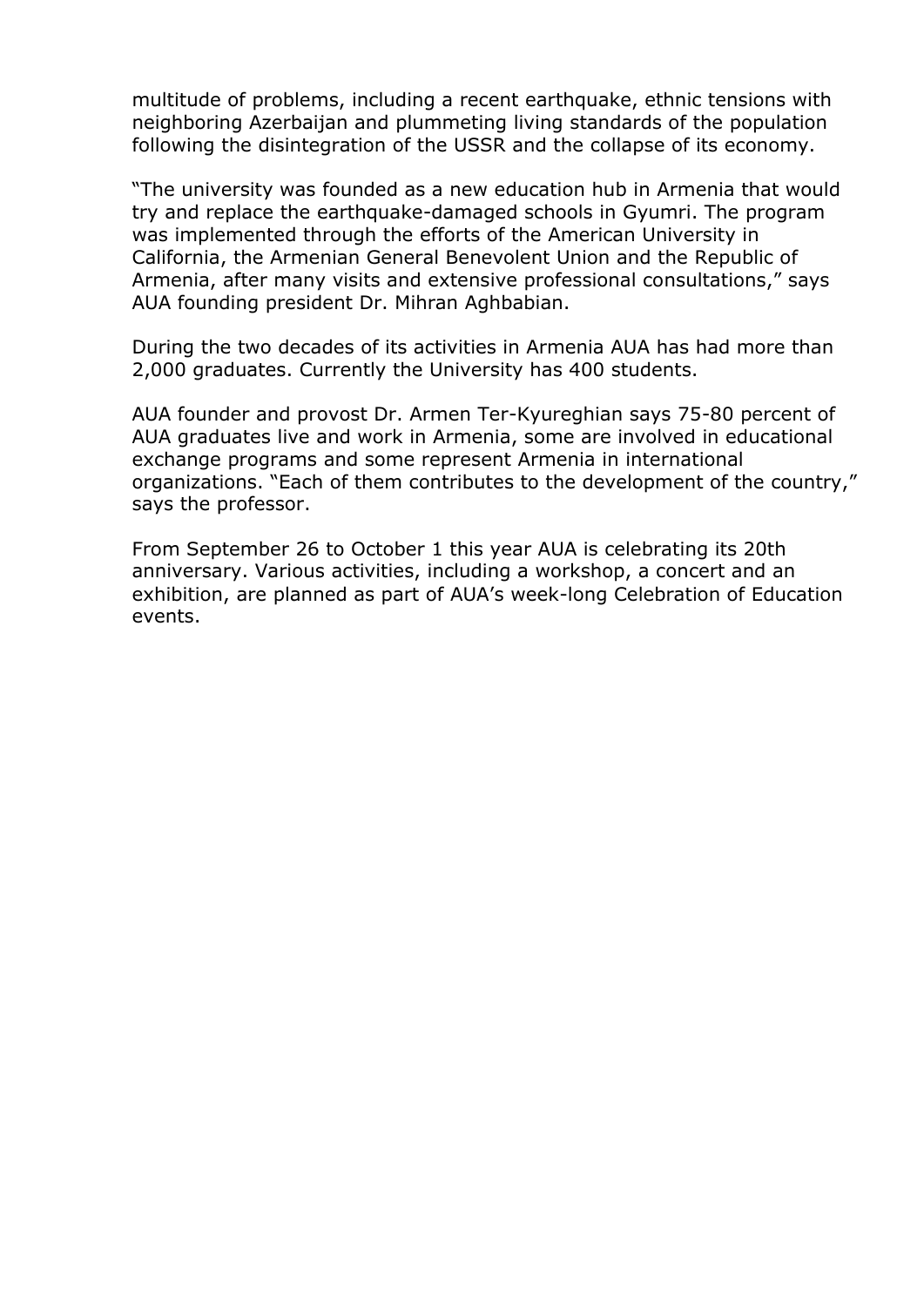multitude of problems, including a recent earthquake, ethnic tensions with neighboring Azerbaijan and plummeting living standards of the population following the disintegration of the USSR and the collapse of its economy.

"The university was founded as a new education hub in Armenia that would try and replace the earthquake-damaged schools in Gyumri. The program was implemented through the efforts of the American University in California, the Armenian General Benevolent Union and the Republic of Armenia, after many visits and extensive professional consultations," says AUA founding president Dr. Mihran Aghbabian.

During the two decades of its activities in Armenia AUA has had more than 2,000 graduates. Currently the University has 400 students.

AUA founder and provost Dr. Armen Ter-Kyureghian says 75-80 percent of AUA graduates live and work in Armenia, some are involved in educational exchange programs and some represent Armenia in international organizations. "Each of them contributes to the development of the country," says the professor.

From September 26 to October 1 this year AUA is celebrating its 20th anniversary. Various activities, including a workshop, a concert and an exhibition, are planned as part of AUA's week-long Celebration of Education events.